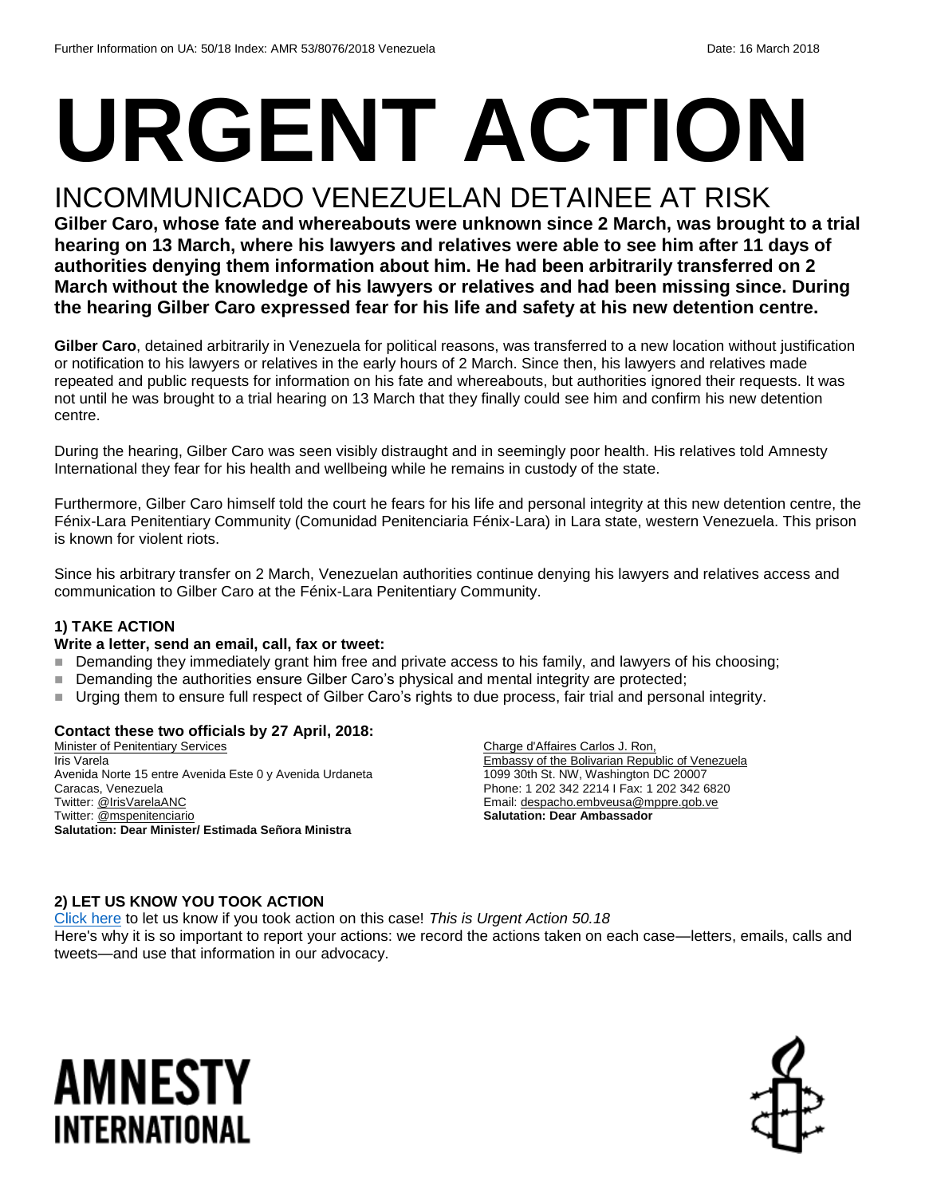Further Information on UA: 50/18 Index: AMR 53/8076/2018 Venezuela Date: 16 March 2018

# URGENT ACTION

## INCOMMUNICADO VENEZUELAN DETAINEE AT RISK

**Gilber Caro, whose fate and whereabouts were unknown since 2 March, was brought to a trial hearing on 13 March, where his lawyers and relatives were able to see him after 11 days of authorities denying them information about him. He had been arbitrarily transferred on 2 March without the knowledge of his lawyers or relatives and had been missing since. During the hearing Gilber Caro expressed fear for his life and safety at his new detention centre.**

**Gilber Caro**, detained arbitrarily in Venezuela for political reasons, was transferred to a new location without justification or notification to his lawyers or relatives in the early hours of 2 March. Since then, his lawyers and relatives made repeated and public requests for information on his fate and whereabouts, but authorities ignored their requests. It was not until he was brought to a trial hearing on 13 March that they finally could see him and confirm his new detention centre.

During the hearing, Gilber Caro was seen visibly distraught and in seemingly poor health. His relatives told Amnesty International they fear for his health and wellbeing while he remains in custody of the state.

Furthermore, Gilber Caro himself told the court he fears for his life and personal integrity at this new detention centre, the Fénix-Lara Penitentiary Community (Comunidad Penitenciaria Fénix-Lara) in Lara state, western Venezuela. This prison is known for violent riots.

Since his arbitrary transfer on 2 March, Venezuelan authorities continue denying his lawyers and relatives access and communication to Gilber Caro at the Fénix-Lara Penitentiary Community.

### 1) TAKE ACTION

**Write a letter, send an email, call, fax or tweet:**

- Demanding they immediately grant him free and private access to his family, and lawyers of his choosing;
- Demanding the authorities ensure Gilber Caro's physical and mental integrity are protected;
- Urging them to ensure full respect of Gilber Caro's rights to due process, fair trial and personal integrity.

**Contact these two officials by 27 April, 2018:**

Minister of Penitentiary Services
Iris Varela
Avenida Norte 15 entre Avenida Este 0 y Avenida Urdaneta
Caracas, Venezuela
Twitter: @IrisVarelaANC
Twitter: @mspenitenciario
**Salutation: Dear Minister/ Estimada Señora Ministra**

Charge d'Affaires Carlos J. Ron,
Embassy of the Bolivarian Republic of Venezuela
1099 30th St. NW, Washington DC 20007
Phone: 1 202 342 2214 I Fax: 1 202 342 6820
Email: despacho.embveusa@mppre.gob.ve
**Salutation: Dear Ambassador**

### 2) LET US KNOW YOU TOOK ACTION

Click here to let us know if you took action on this case! *This is Urgent Action 50.18*
Here's why it is so important to report your actions: we record the actions taken on each case—letters, emails, calls and tweets—and use that information in our advocacy.

AMNESTY INTERNATIONAL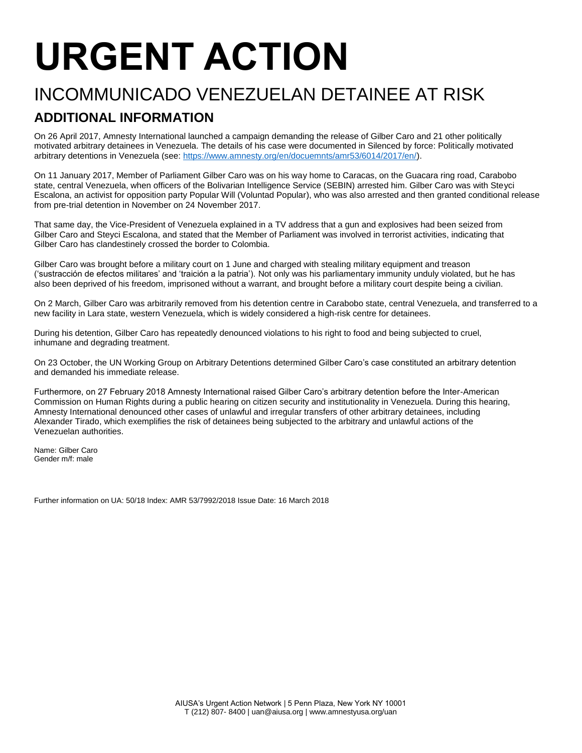# URGENT ACTION

## INCOMMUNICADO VENEZUELAN DETAINEE AT RISK

### ADDITIONAL INFORMATION

On 26 April 2017, Amnesty International launched a campaign demanding the release of Gilber Caro and 21 other politically motivated arbitrary detainees in Venezuela. The details of his case were documented in Silenced by force: Politically motivated arbitrary detentions in Venezuela (see: https://www.amnesty.org/en/docuemnts/amr53/6014/2017/en/).

On 11 January 2017, Member of Parliament Gilber Caro was on his way home to Caracas, on the Guacara ring road, Carabobo state, central Venezuela, when officers of the Bolivarian Intelligence Service (SEBIN) arrested him. Gilber Caro was with Steyci Escalona, an activist for opposition party Popular Will (Voluntad Popular), who was also arrested and then granted conditional release from pre-trial detention in November on 24 November 2017.

That same day, the Vice-President of Venezuela explained in a TV address that a gun and explosives had been seized from Gilber Caro and Steyci Escalona, and stated that the Member of Parliament was involved in terrorist activities, indicating that Gilber Caro has clandestinely crossed the border to Colombia.

Gilber Caro was brought before a military court on 1 June and charged with stealing military equipment and treason ('sustracción de efectos militares' and 'traición a la patria'). Not only was his parliamentary immunity unduly violated, but he has also been deprived of his freedom, imprisoned without a warrant, and brought before a military court despite being a civilian.

On 2 March, Gilber Caro was arbitrarily removed from his detention centre in Carabobo state, central Venezuela, and transferred to a new facility in Lara state, western Venezuela, which is widely considered a high-risk centre for detainees.

During his detention, Gilber Caro has repeatedly denounced violations to his right to food and being subjected to cruel, inhumane and degrading treatment.

On 23 October, the UN Working Group on Arbitrary Detentions determined Gilber Caro's case constituted an arbitrary detention and demanded his immediate release.

Furthermore, on 27 February 2018 Amnesty International raised Gilber Caro's arbitrary detention before the Inter-American Commission on Human Rights during a public hearing on citizen security and institutionality in Venezuela. During this hearing, Amnesty International denounced other cases of unlawful and irregular transfers of other arbitrary detainees, including Alexander Tirado, which exemplifies the risk of detainees being subjected to the arbitrary and unlawful actions of the Venezuelan authorities.

Name: Gilber Caro
Gender m/f: male

Further information on UA: 50/18 Index: AMR 53/7992/2018 Issue Date: 16 March 2018

AIUSA's Urgent Action Network | 5 Penn Plaza, New York NY 10001
T (212) 807- 8400 | uan@aiusa.org | www.amnestyusa.org/uan